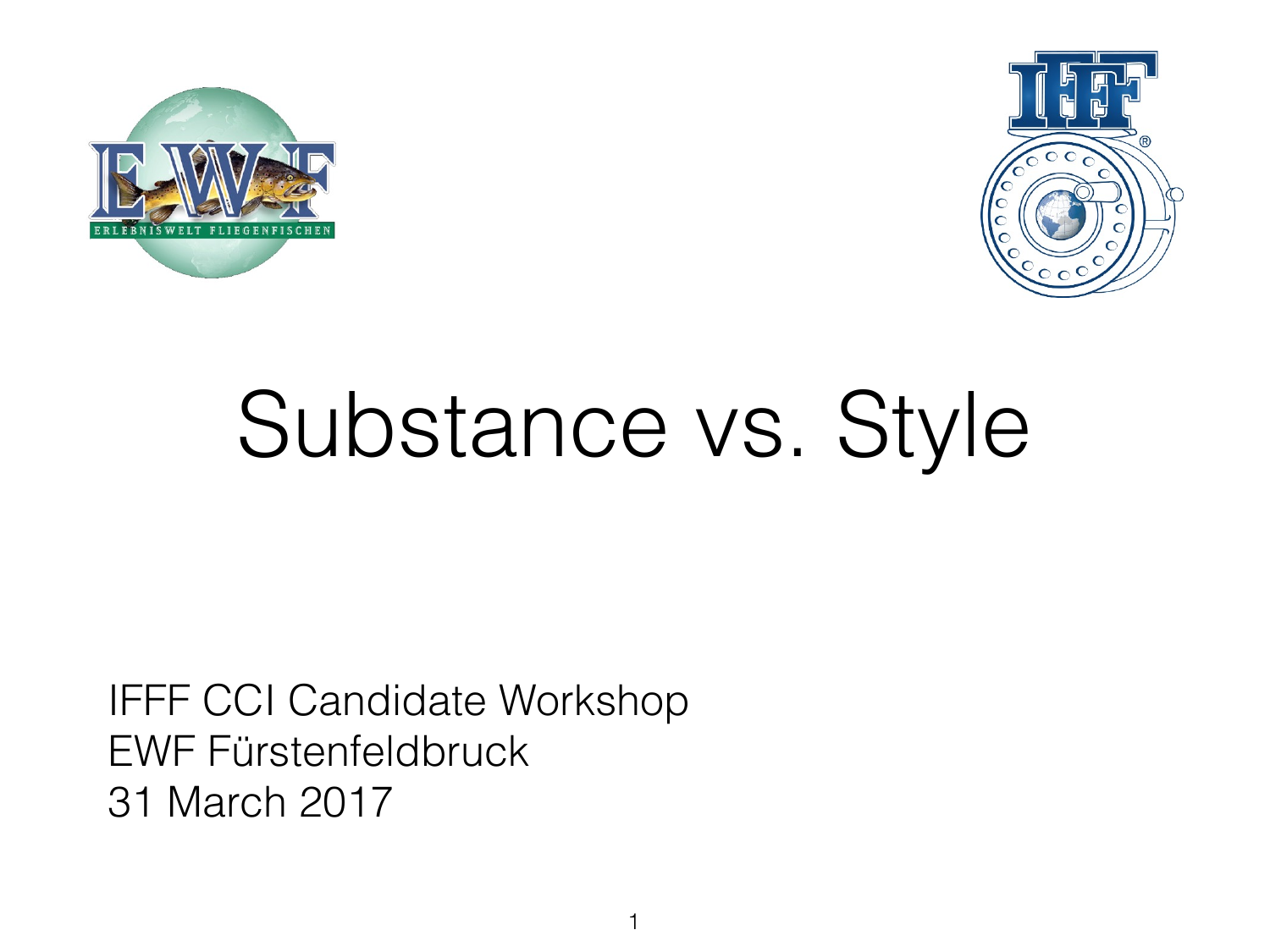# Substance vs. Style

IFFF CCI Candidate Workshop
EWF Fürstenfeldbruck
31 March 2017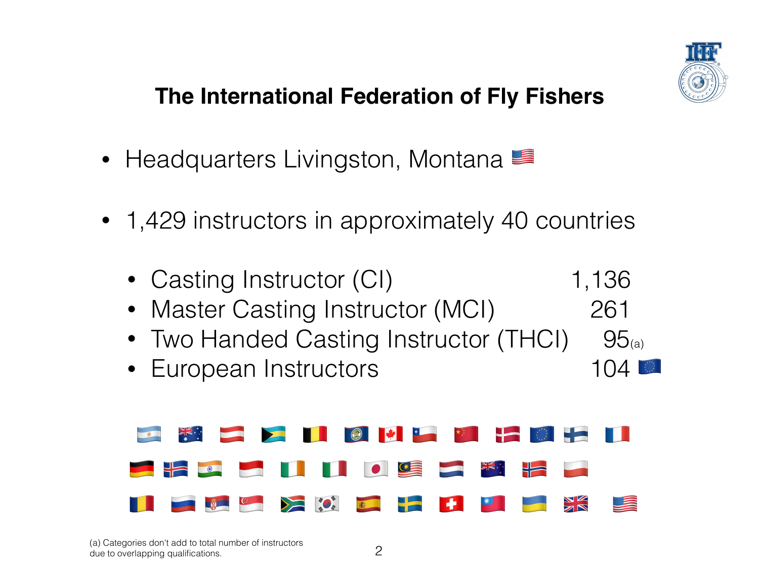# The International Federation of Fly Fishers

- Headquarters Livingston, Montana 🇺🇸
- 1,429 instructors in approximately 40 countries
  - Casting Instructor (CI) 1,136
  - Master Casting Instructor (MCI) 261
  - Two Handed Casting Instructor (THCI) 95[(a)]
  - European Instructors 104 🇪🇺

🇦🇷 🇦🇺 🇦🇹 🇧🇸 🇧🇪 🇧🇿 🇨🇦 🇨🇱 🇨🇳 🇩🇰 🇪🇺 🇫🇮 🇫🇷
🇩🇪 🇮🇸 🇮🇳 🇮🇩 🇮🇪 🇮🇹 🇯🇵 🇲🇾 🇳🇱 🇳🇿 🇳🇴 🇵🇱
🇷🇴 🇷🇺 🇷🇸 🇸🇬 🇿🇦 🇰🇷 🇪🇸 🇸🇪 🇨🇭 🇹🇼 🇺🇦 🇬🇧 🇺🇸

(a) Categories don't add to total number of instructors due to overlapping qualifications.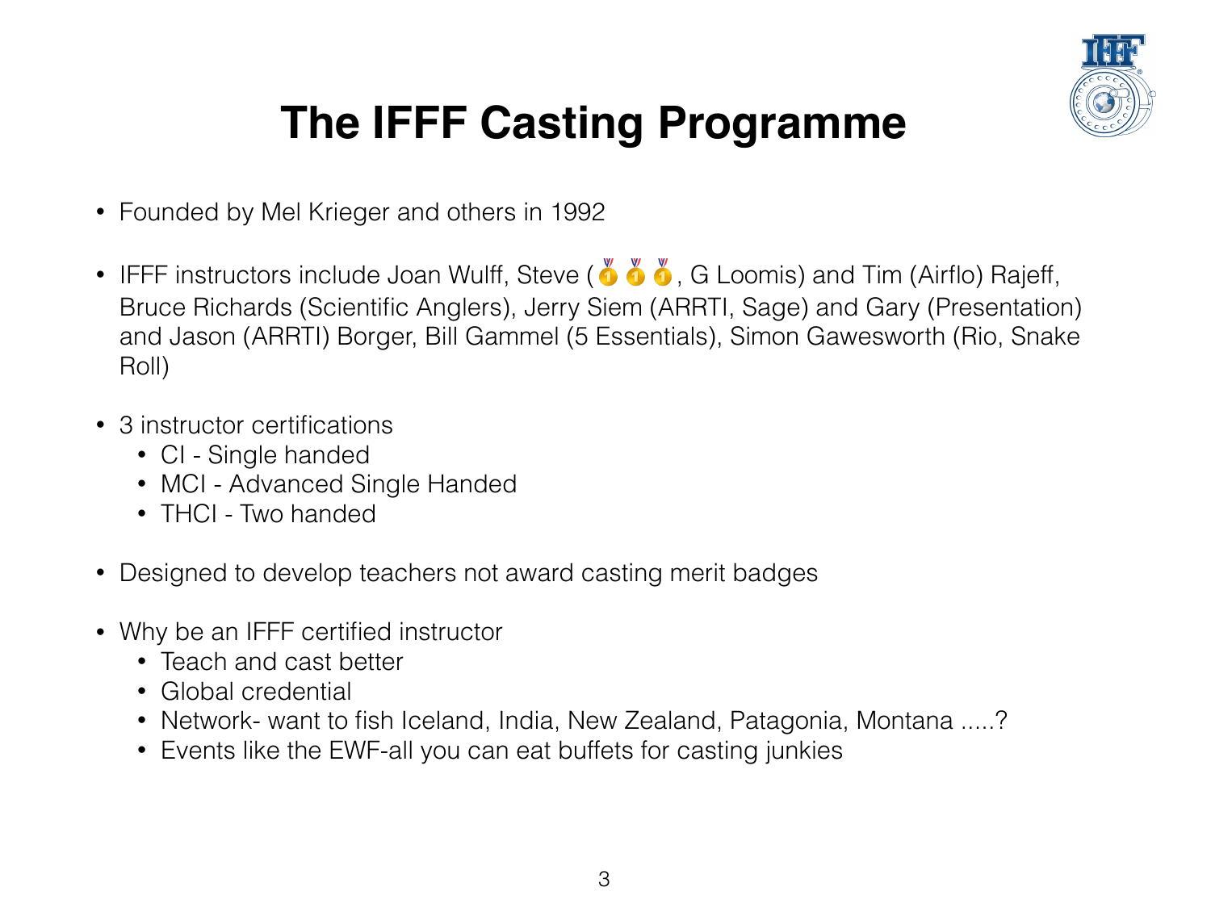# The IFFF Casting Programme

- Founded by Mel Krieger and others in 1992
- IFFF instructors include Joan Wulff, Steve (🥇🥇🥇, G Loomis) and Tim (Airflo) Rajeff, Bruce Richards (Scientific Anglers), Jerry Siem (ARRTI, Sage) and Gary (Presentation) and Jason (ARRTI) Borger, Bill Gammel (5 Essentials), Simon Gawesworth (Rio, Snake Roll)
- 3 instructor certifications
  - CI - Single handed
  - MCI - Advanced Single Handed
  - THCI - Two handed
- Designed to develop teachers not award casting merit badges
- Why be an IFFF certified instructor
  - Teach and cast better
  - Global credential
  - Network- want to fish Iceland, India, New Zealand, Patagonia, Montana .....?
  - Events like the EWF-all you can eat buffets for casting junkies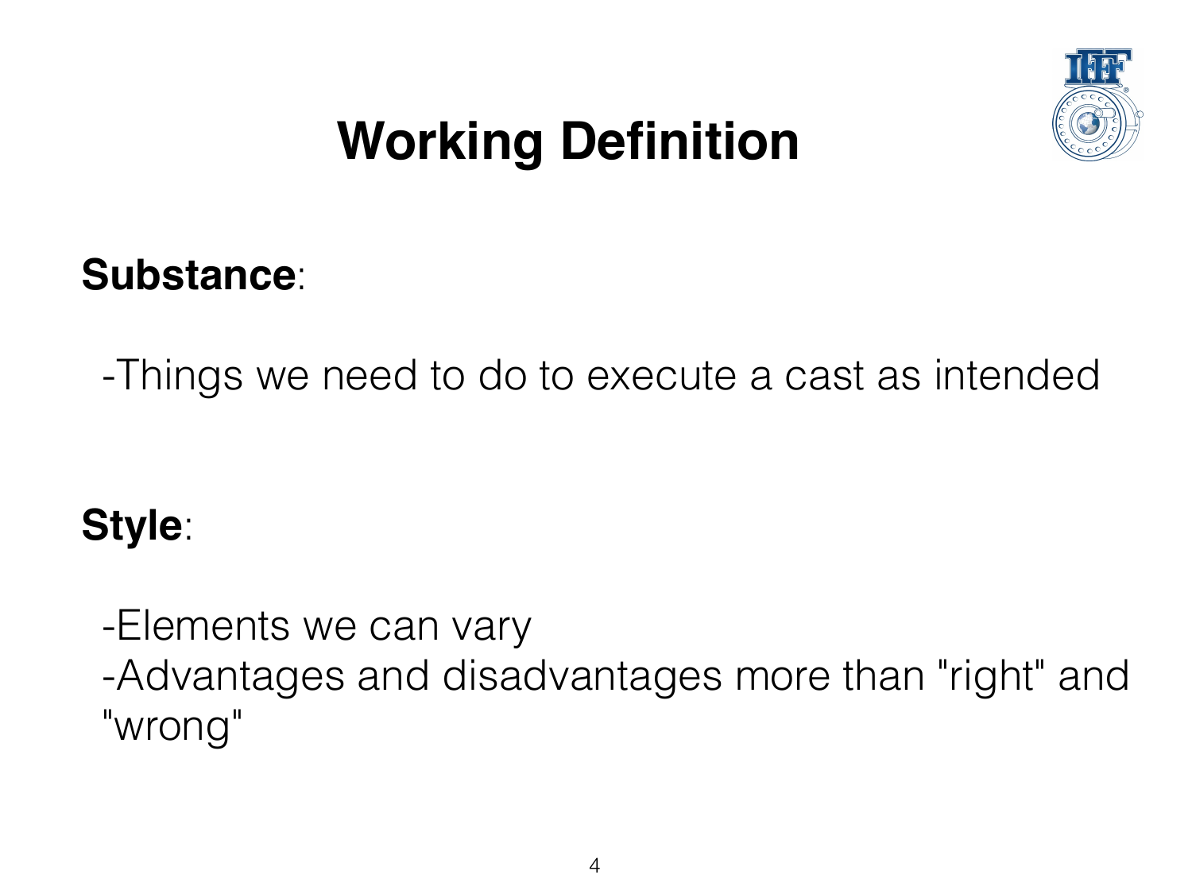# Working Definition

**Substance**:

-Things we need to do to execute a cast as intended

**Style**:

-Elements we can vary
-Advantages and disadvantages more than "right" and "wrong"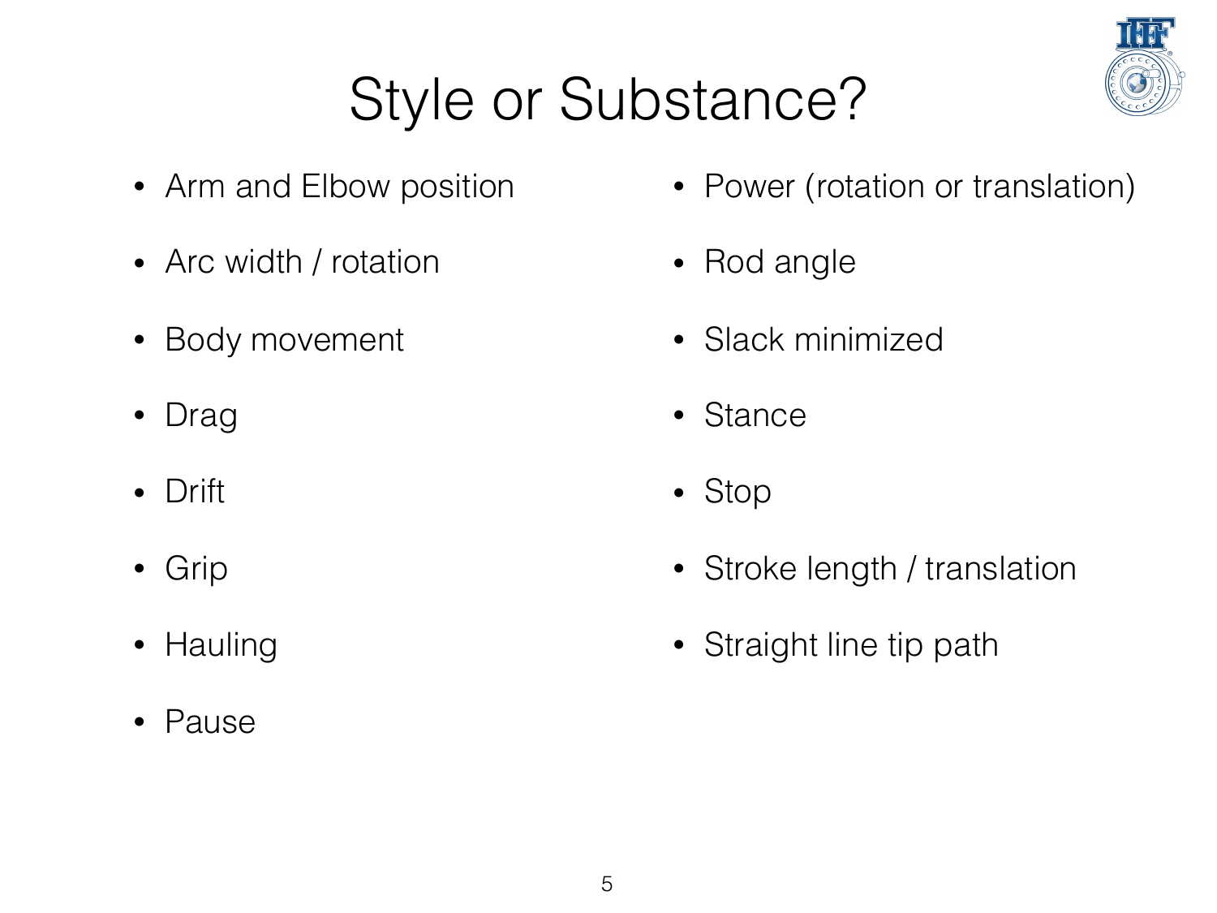# Style or Substance?

- Arm and Elbow position
- Arc width / rotation
- Body movement
- Drag
- Drift
- Grip
- Hauling
- Pause
- Power (rotation or translation)
- Rod angle
- Slack minimized
- Stance
- Stop
- Stroke length / translation
- Straight line tip path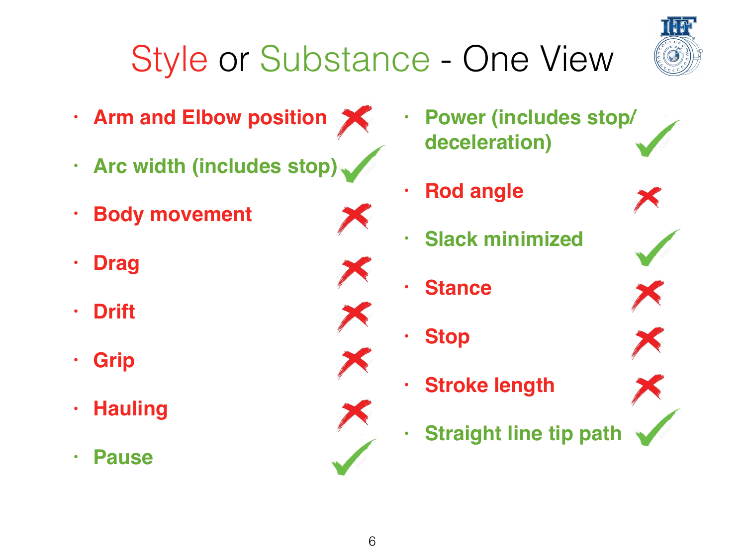# Style or Substance - One View

- Arm and Elbow position ✗
- Arc width (includes stop) ✓
- Body movement ✗
- Drag ✗
- Drift ✗
- Grip ✗
- Hauling ✗
- Pause ✓
- Power (includes stop/deceleration) ✓
- Rod angle ✗
- Slack minimized ✓
- Stance ✗
- Stop ✗
- Stroke length ✗
- Straight line tip path ✓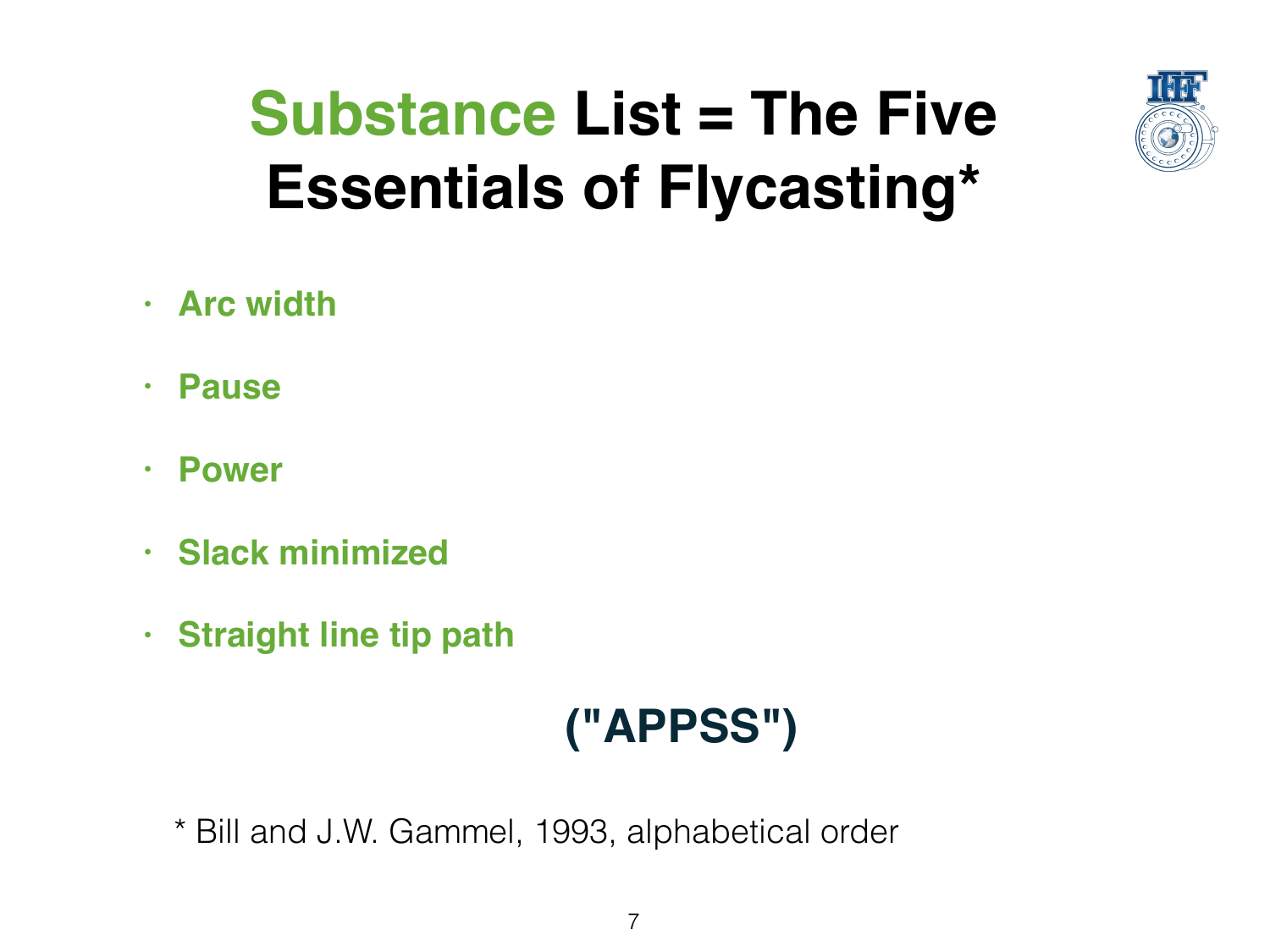# Substance List = The Five Essentials of Flycasting*

- **Arc width**
- **Pause**
- **Power**
- **Slack minimized**
- **Straight line tip path**

**("APPSS")**

* Bill and J.W. Gammel, 1993, alphabetical order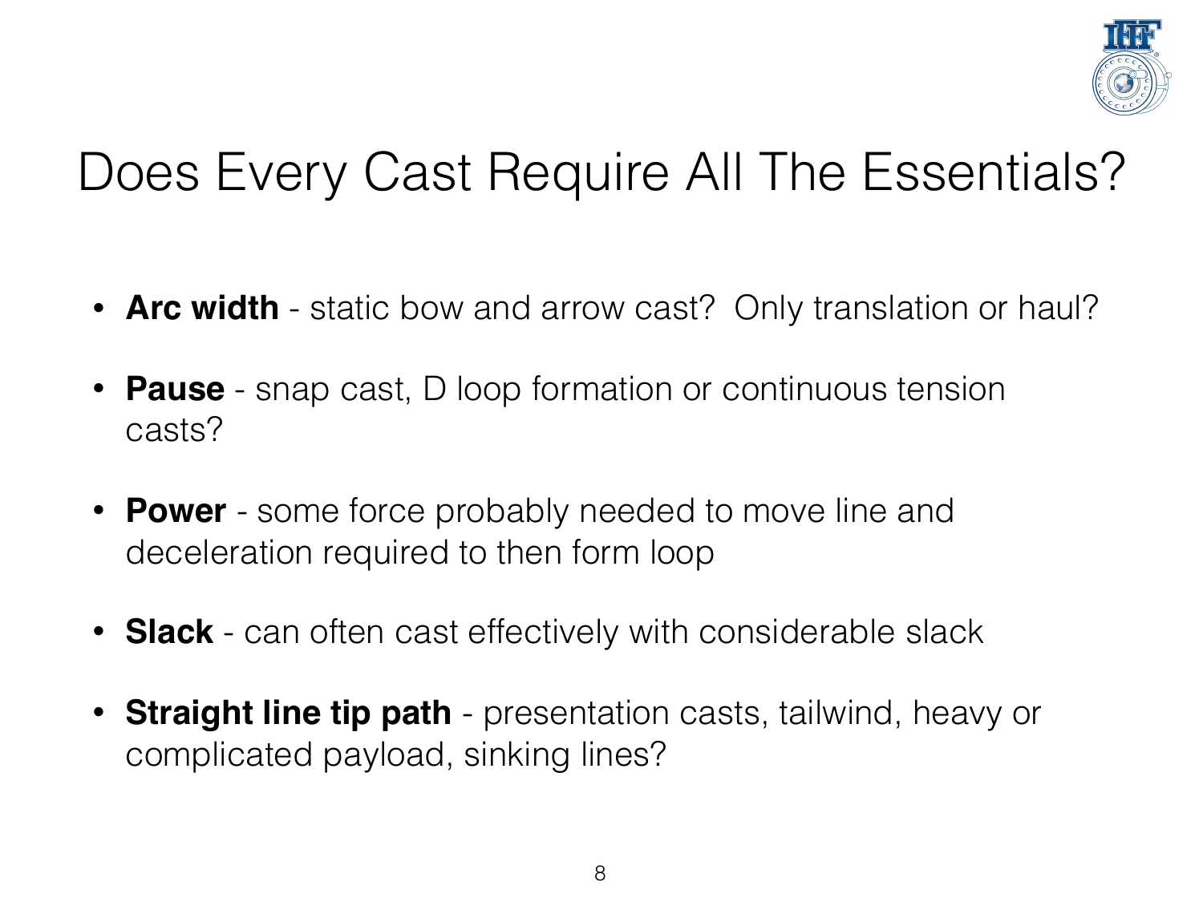# Does Every Cast Require All The Essentials?

- **Arc width** - static bow and arrow cast? Only translation or haul?
- **Pause** - snap cast, D loop formation or continuous tension casts?
- **Power** - some force probably needed to move line and deceleration required to then form loop
- **Slack** - can often cast effectively with considerable slack
- **Straight line tip path** - presentation casts, tailwind, heavy or complicated payload, sinking lines?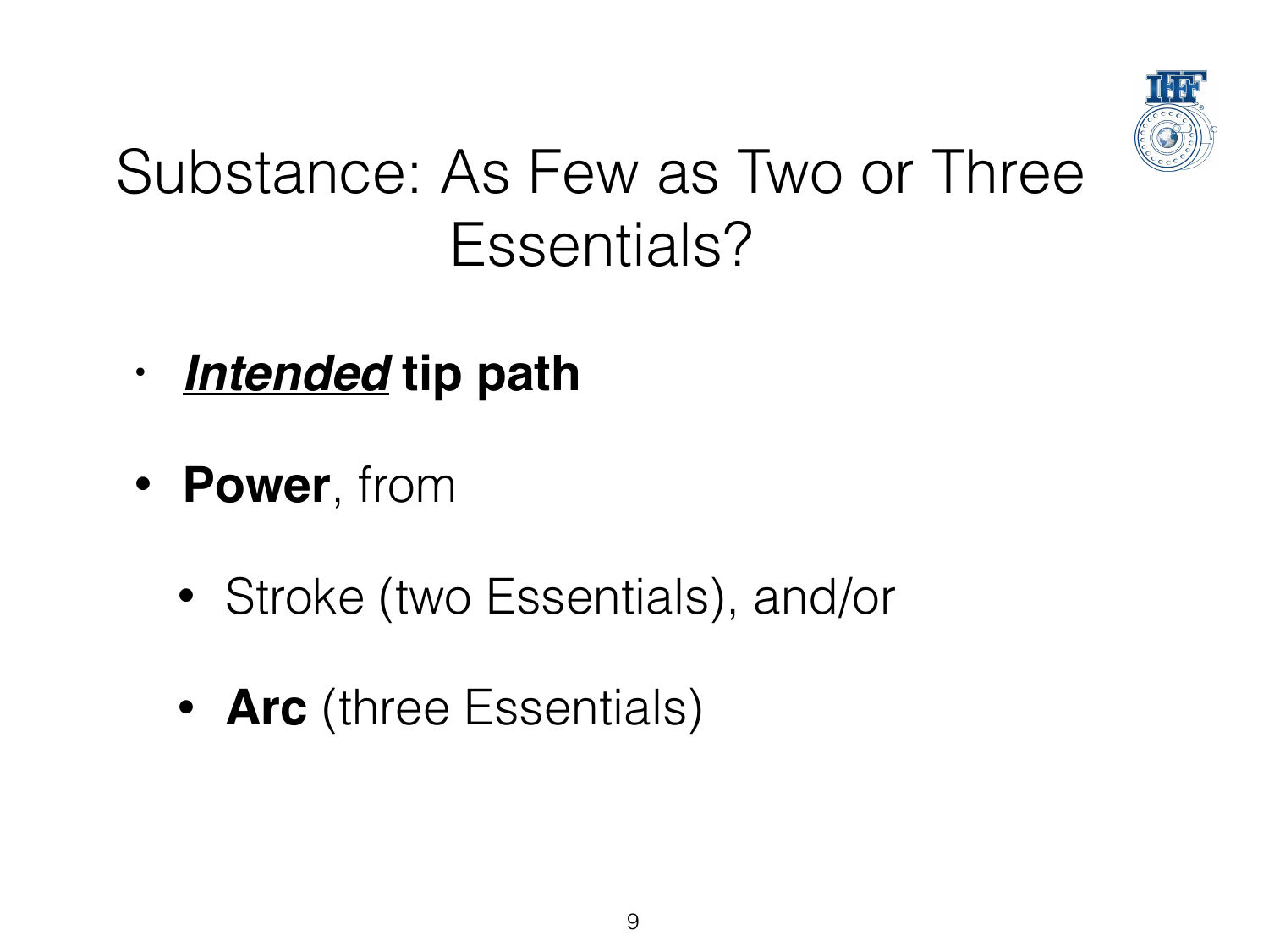# Substance: As Few as Two or Three Essentials?

- ***Intended*** **tip path**
- **Power**, from
  - Stroke (two Essentials), and/or
  - **Arc** (three Essentials)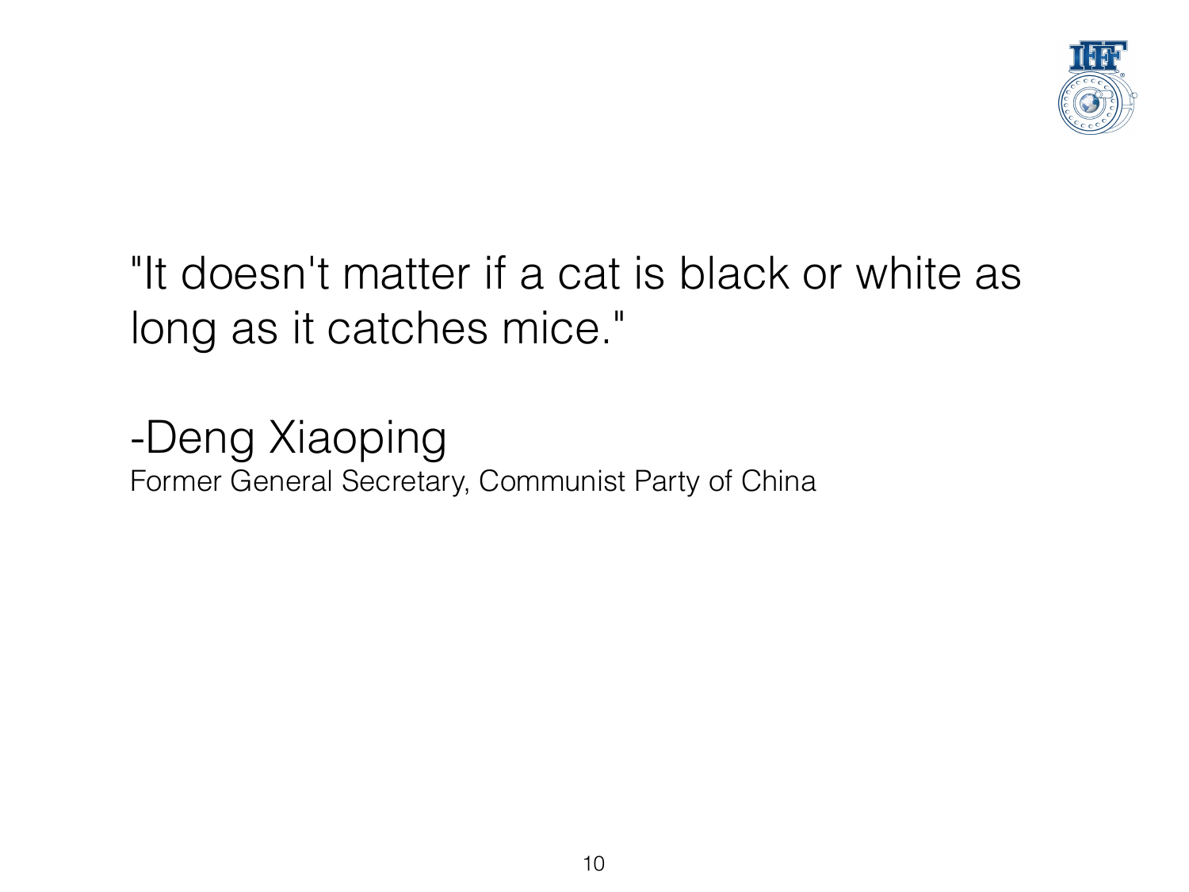"It doesn't matter if a cat is black or white as long as it catches mice."

-Deng Xiaoping
Former General Secretary, Communist Party of China